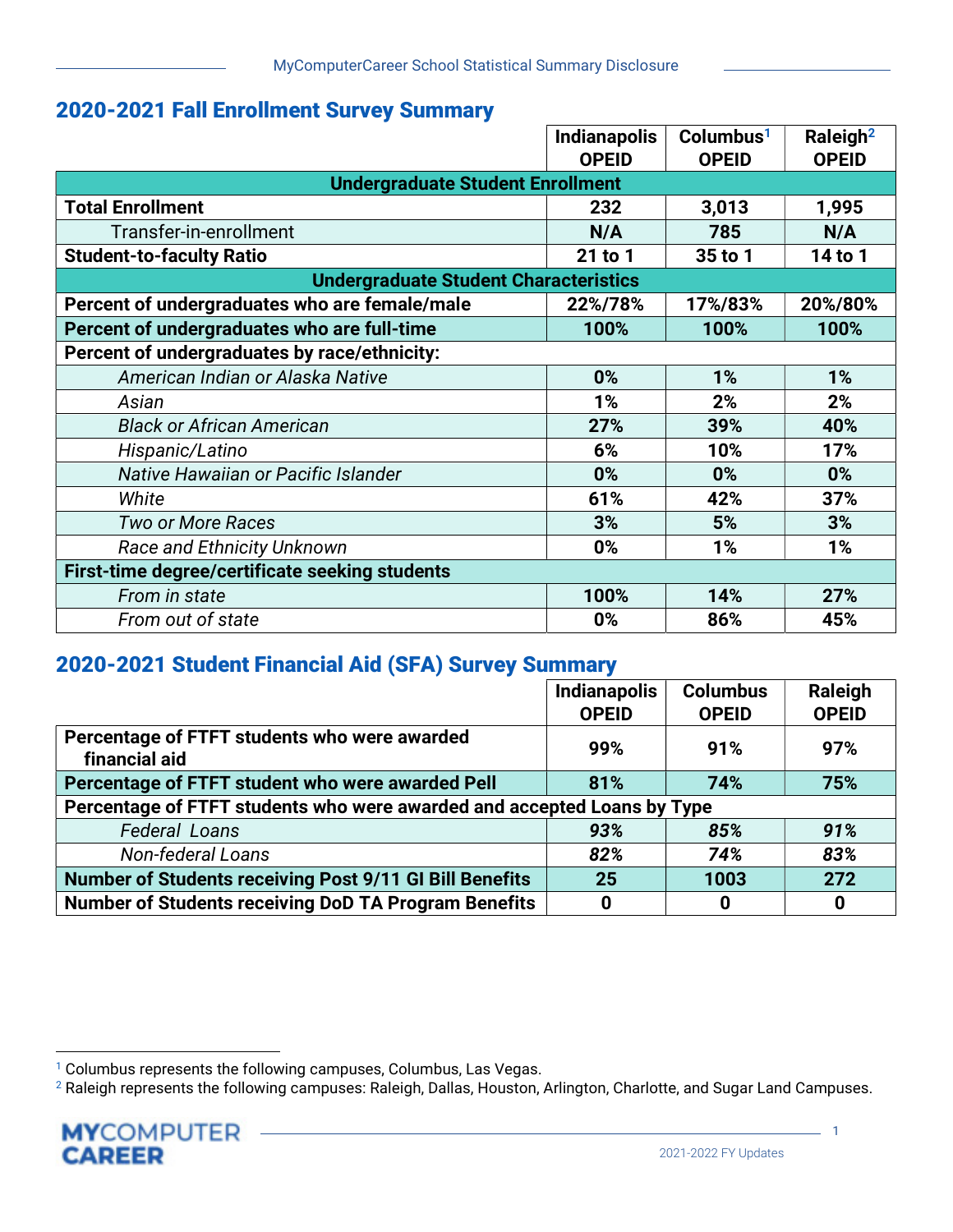## 2020-2021 Fall Enrollment Survey Summary

| | Indianapolis OPEID | Columbus[1] OPEID | Raleigh[2] OPEID |
|---|---|---|---|
| **Undergraduate Student Enrollment** | | | |
| **Total Enrollment** | **232** | **3,013** | **1,995** |
| Transfer-in-enrollment | **N/A** | **785** | **N/A** |
| **Student-to-faculty Ratio** | **21 to 1** | **35 to 1** | **14 to 1** |
| **Undergraduate Student Characteristics** | | | |
| **Percent of undergraduates who are female/male** | **22%/78%** | **17%/83%** | **20%/80%** |
| **Percent of undergraduates who are full-time** | **100%** | **100%** | **100%** |
| **Percent of undergraduates by race/ethnicity:** | | | |
| *American Indian or Alaska Native* | **0%** | **1%** | **1%** |
| *Asian* | **1%** | **2%** | **2%** |
| *Black or African American* | **27%** | **39%** | **40%** |
| *Hispanic/Latino* | **6%** | **10%** | **17%** |
| *Native Hawaiian or Pacific Islander* | **0%** | **0%** | **0%** |
| *White* | **61%** | **42%** | **37%** |
| *Two or More Races* | **3%** | **5%** | **3%** |
| *Race and Ethnicity Unknown* | **0%** | **1%** | **1%** |
| **First-time degree/certificate seeking students** | | | |
| *From in state* | **100%** | **14%** | **27%** |
| *From out of state* | **0%** | **86%** | **45%** |

## 2020-2021 Student Financial Aid (SFA) Survey Summary

| | Indianapolis OPEID | Columbus OPEID | Raleigh OPEID |
|---|---|---|---|
| **Percentage of FTFT students who were awarded financial aid** | **99%** | **91%** | **97%** |
| **Percentage of FTFT student who were awarded Pell** | **81%** | **74%** | **75%** |
| **Percentage of FTFT students who were awarded and accepted Loans by Type** | | | |
| *Federal Loans* | ***93%*** | ***85%*** | ***91%*** |
| *Non-federal Loans* | ***82%*** | ***74%*** | ***83%*** |
| **Number of Students receiving Post 9/11 GI Bill Benefits** | **25** | **1003** | **272** |
| **Number of Students receiving DoD TA Program Benefits** | **0** | **0** | **0** |

[1] Columbus represents the following campuses, Columbus, Las Vegas.

[2] Raleigh represents the following campuses: Raleigh, Dallas, Houston, Arlington, Charlotte, and Sugar Land Campuses.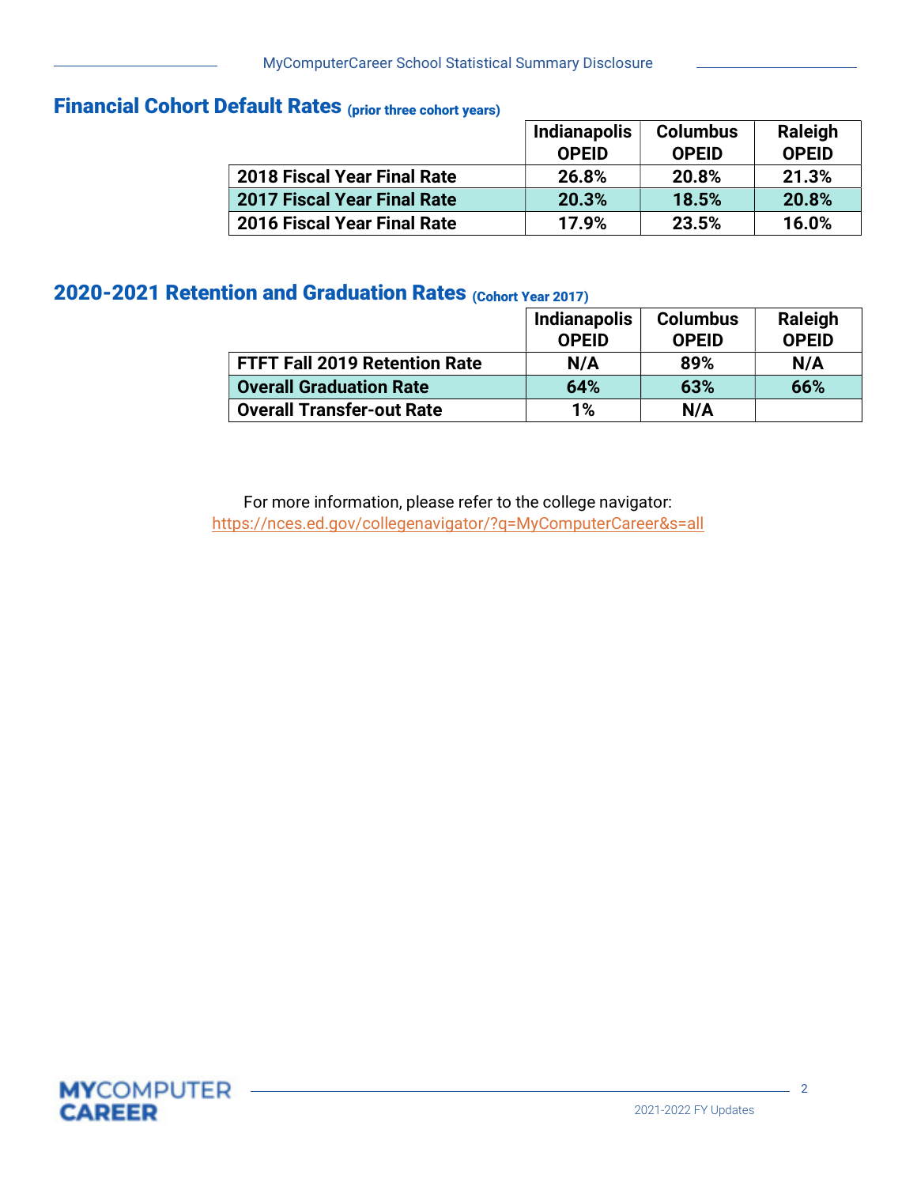## Financial Cohort Default Rates (prior three cohort years)

| | Indianapolis OPEID | Columbus OPEID | Raleigh OPEID |
|---|---|---|---|
| 2018 Fiscal Year Final Rate | 26.8% | 20.8% | 21.3% |
| 2017 Fiscal Year Final Rate | 20.3% | 18.5% | 20.8% |
| 2016 Fiscal Year Final Rate | 17.9% | 23.5% | 16.0% |

## 2020-2021 Retention and Graduation Rates (Cohort Year 2017)

| | Indianapolis OPEID | Columbus OPEID | Raleigh OPEID |
|---|---|---|---|
| FTFT Fall 2019 Retention Rate | N/A | 89% | N/A |
| Overall Graduation Rate | 64% | 63% | 66% |
| Overall Transfer-out Rate | 1% | N/A | |

For more information, please refer to the college navigator:
https://nces.ed.gov/collegenavigator/?q=MyComputerCareer&s=all